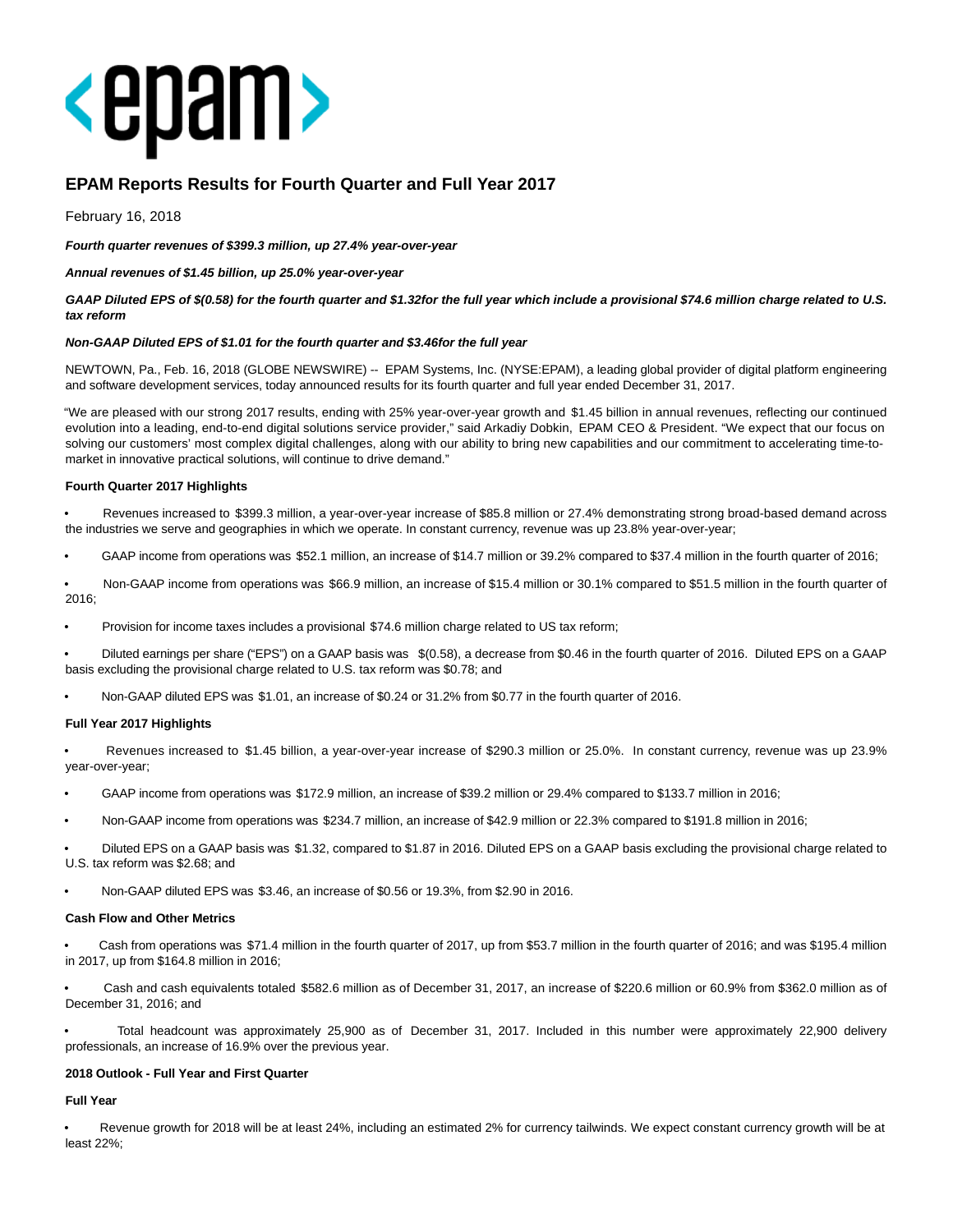# EPAM Reports Results for Fourth Quarter and Full Year 2017

February 16, 2018

***Fourth quarter revenues of $399.3 million, up 27.4% year-over-year***

***Annual revenues of $1.45 billion, up 25.0% year-over-year***

***GAAP Diluted EPS of $(0.58) for the fourth quarter and $1.32for the full year which include a provisional $74.6 million charge related to U.S. tax reform***

***Non-GAAP Diluted EPS of $1.01 for the fourth quarter and $3.46for the full year***

NEWTOWN, Pa., Feb. 16, 2018 (GLOBE NEWSWIRE) -- EPAM Systems, Inc. (NYSE:EPAM), a leading global provider of digital platform engineering and software development services, today announced results for its fourth quarter and full year ended December 31, 2017.

"We are pleased with our strong 2017 results, ending with 25% year-over-year growth and $1.45 billion in annual revenues, reflecting our continued evolution into a leading, end-to-end digital solutions service provider," said Arkadiy Dobkin, EPAM CEO & President. "We expect that our focus on solving our customers' most complex digital challenges, along with our ability to bring new capabilities and our commitment to accelerating time-to-market in innovative practical solutions, will continue to drive demand."

**Fourth Quarter 2017 Highlights**

- Revenues increased to $399.3 million, a year-over-year increase of $85.8 million or 27.4% demonstrating strong broad-based demand across the industries we serve and geographies in which we operate. In constant currency, revenue was up 23.8% year-over-year;
- GAAP income from operations was $52.1 million, an increase of $14.7 million or 39.2% compared to $37.4 million in the fourth quarter of 2016;
- Non-GAAP income from operations was $66.9 million, an increase of $15.4 million or 30.1% compared to $51.5 million in the fourth quarter of 2016;
- Provision for income taxes includes a provisional $74.6 million charge related to US tax reform;
- Diluted earnings per share ("EPS") on a GAAP basis was $(0.58), a decrease from $0.46 in the fourth quarter of 2016. Diluted EPS on a GAAP basis excluding the provisional charge related to U.S. tax reform was $0.78; and
- Non-GAAP diluted EPS was $1.01, an increase of $0.24 or 31.2% from $0.77 in the fourth quarter of 2016.

**Full Year 2017 Highlights**

- Revenues increased to $1.45 billion, a year-over-year increase of $290.3 million or 25.0%. In constant currency, revenue was up 23.9% year-over-year;
- GAAP income from operations was $172.9 million, an increase of $39.2 million or 29.4% compared to $133.7 million in 2016;
- Non-GAAP income from operations was $234.7 million, an increase of $42.9 million or 22.3% compared to $191.8 million in 2016;
- Diluted EPS on a GAAP basis was $1.32, compared to $1.87 in 2016. Diluted EPS on a GAAP basis excluding the provisional charge related to U.S. tax reform was $2.68; and
- Non-GAAP diluted EPS was $3.46, an increase of $0.56 or 19.3%, from $2.90 in 2016.

**Cash Flow and Other Metrics**

- Cash from operations was $71.4 million in the fourth quarter of 2017, up from $53.7 million in the fourth quarter of 2016; and was $195.4 million in 2017, up from $164.8 million in 2016;
- Cash and cash equivalents totaled $582.6 million as of December 31, 2017, an increase of $220.6 million or 60.9% from $362.0 million as of December 31, 2016; and
- Total headcount was approximately 25,900 as of December 31, 2017. Included in this number were approximately 22,900 delivery professionals, an increase of 16.9% over the previous year.

**2018 Outlook - Full Year and First Quarter**

**Full Year**

- Revenue growth for 2018 will be at least 24%, including an estimated 2% for currency tailwinds. We expect constant currency growth will be at least 22%;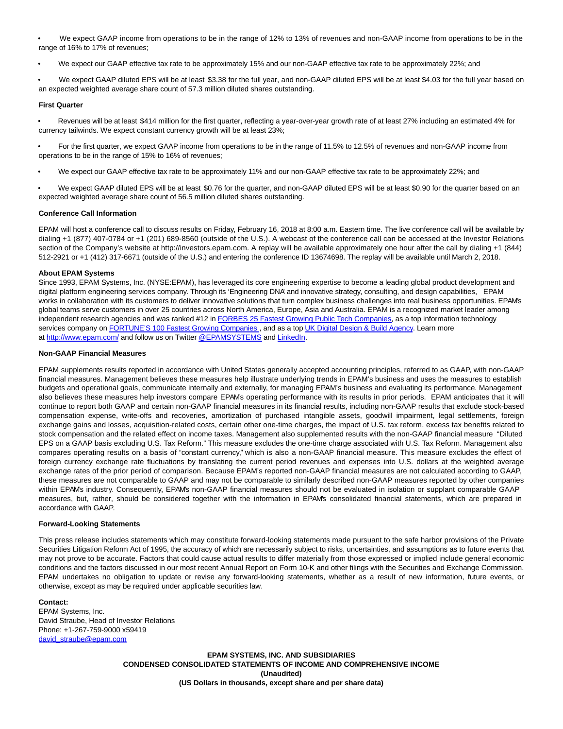- We expect GAAP income from operations to be in the range of 12% to 13% of revenues and non-GAAP income from operations to be in the range of 16% to 17% of revenues;
- We expect our GAAP effective tax rate to be approximately 15% and our non-GAAP effective tax rate to be approximately 22%; and
- We expect GAAP diluted EPS will be at least $3.38 for the full year, and non-GAAP diluted EPS will be at least $4.03 for the full year based on an expected weighted average share count of 57.3 million diluted shares outstanding.

**First Quarter**

- Revenues will be at least $414 million for the first quarter, reflecting a year-over-year growth rate of at least 27% including an estimated 4% for currency tailwinds. We expect constant currency growth will be at least 23%;
- For the first quarter, we expect GAAP income from operations to be in the range of 11.5% to 12.5% of revenues and non-GAAP income from operations to be in the range of 15% to 16% of revenues;
- We expect our GAAP effective tax rate to be approximately 11% and our non-GAAP effective tax rate to be approximately 22%; and
- We expect GAAP diluted EPS will be at least $0.76 for the quarter, and non-GAAP diluted EPS will be at least $0.90 for the quarter based on an expected weighted average share count of 56.5 million diluted shares outstanding.

**Conference Call Information**

EPAM will host a conference call to discuss results on Friday, February 16, 2018 at 8:00 a.m. Eastern time. The live conference call will be available by dialing +1 (877) 407-0784 or +1 (201) 689-8560 (outside of the U.S.). A webcast of the conference call can be accessed at the Investor Relations section of the Company's website at http://investors.epam.com. A replay will be available approximately one hour after the call by dialing +1 (844) 512-2921 or +1 (412) 317-6671 (outside of the U.S.) and entering the conference ID 13674698. The replay will be available until March 2, 2018.

**About EPAM Systems**

Since 1993, EPAM Systems, Inc. (NYSE:EPAM), has leveraged its core engineering expertise to become a leading global product development and digital platform engineering services company. Through its 'Engineering DNA' and innovative strategy, consulting, and design capabilities, EPAM works in collaboration with its customers to deliver innovative solutions that turn complex business challenges into real business opportunities. EPAM's global teams serve customers in over 25 countries across North America, Europe, Asia and Australia. EPAM is a recognized market leader among independent research agencies and was ranked #12 in FORBES 25 Fastest Growing Public Tech Companies, as a top information technology services company on FORTUNE'S 100 Fastest Growing Companies , and as a top UK Digital Design & Build Agency. Learn more at http://www.epam.com/ and follow us on Twitter @EPAMSYSTEMS and LinkedIn.

**Non-GAAP Financial Measures**

EPAM supplements results reported in accordance with United States generally accepted accounting principles, referred to as GAAP, with non-GAAP financial measures. Management believes these measures help illustrate underlying trends in EPAM's business and uses the measures to establish budgets and operational goals, communicate internally and externally, for managing EPAM's business and evaluating its performance. Management also believes these measures help investors compare EPAM's operating performance with its results in prior periods. EPAM anticipates that it will continue to report both GAAP and certain non-GAAP financial measures in its financial results, including non-GAAP results that exclude stock-based compensation expense, write-offs and recoveries, amortization of purchased intangible assets, goodwill impairment, legal settlements, foreign exchange gains and losses, acquisition-related costs, certain other one-time charges, the impact of U.S. tax reform, excess tax benefits related to stock compensation and the related effect on income taxes. Management also supplemented results with the non-GAAP financial measure "Diluted EPS on a GAAP basis excluding U.S. Tax Reform." This measure excludes the one-time charge associated with U.S. Tax Reform. Management also compares operating results on a basis of "constant currency," which is also a non-GAAP financial measure. This measure excludes the effect of foreign currency exchange rate fluctuations by translating the current period revenues and expenses into U.S. dollars at the weighted average exchange rates of the prior period of comparison. Because EPAM's reported non-GAAP financial measures are not calculated according to GAAP, these measures are not comparable to GAAP and may not be comparable to similarly described non-GAAP measures reported by other companies within EPAM's industry. Consequently, EPAM's non-GAAP financial measures should not be evaluated in isolation or supplant comparable GAAP measures, but, rather, should be considered together with the information in EPAM's consolidated financial statements, which are prepared in accordance with GAAP.

**Forward-Looking Statements**

This press release includes statements which may constitute forward-looking statements made pursuant to the safe harbor provisions of the Private Securities Litigation Reform Act of 1995, the accuracy of which are necessarily subject to risks, uncertainties, and assumptions as to future events that may not prove to be accurate. Factors that could cause actual results to differ materially from those expressed or implied include general economic conditions and the factors discussed in our most recent Annual Report on Form 10-K and other filings with the Securities and Exchange Commission. EPAM undertakes no obligation to update or revise any forward-looking statements, whether as a result of new information, future events, or otherwise, except as may be required under applicable securities law.

**Contact:**
EPAM Systems, Inc.
David Straube, Head of Investor Relations
Phone: +1-267-759-9000 x59419
david_straube@epam.com

**EPAM SYSTEMS, INC. AND SUBSIDIARIES**
**CONDENSED CONSOLIDATED STATEMENTS OF INCOME AND COMPREHENSIVE INCOME**
**(Unaudited)**
**(US Dollars in thousands, except share and per share data)**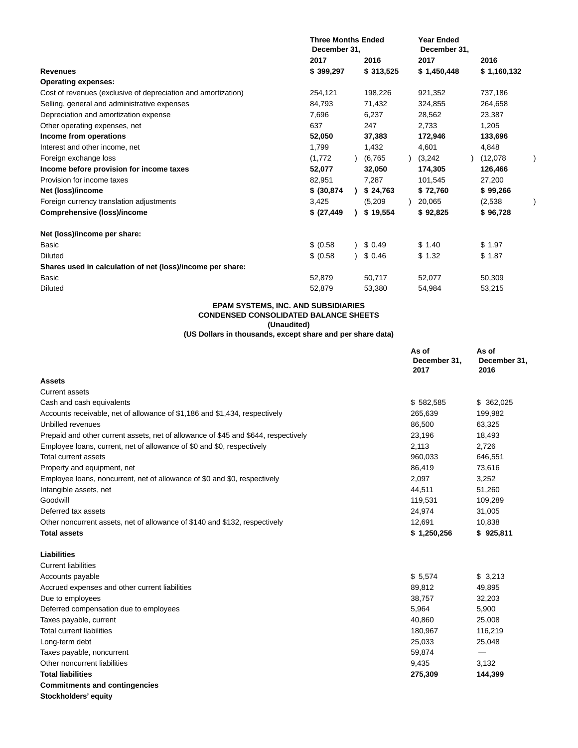| | Three Months Ended December 31, | | Year Ended December 31, | |
|---|---|---|---|---|
| | 2017 | 2016 | 2017 | 2016 |
| **Revenues** | **$ 399,297** | **$ 313,525** | **$ 1,450,448** | **$ 1,160,132** |
| **Operating expenses:** | | | | |
| Cost of revenues (exclusive of depreciation and amortization) | 254,121 | 198,226 | 921,352 | 737,186 |
| Selling, general and administrative expenses | 84,793 | 71,432 | 324,855 | 264,658 |
| Depreciation and amortization expense | 7,696 | 6,237 | 28,562 | 23,387 |
| Other operating expenses, net | 637 | 247 | 2,733 | 1,205 |
| **Income from operations** | **52,050** | **37,383** | **172,946** | **133,696** |
| Interest and other income, net | 1,799 | 1,432 | 4,601 | 4,848 |
| Foreign exchange loss | (1,772) | (6,765) | (3,242) | (12,078) |
| **Income before provision for income taxes** | **52,077** | **32,050** | **174,305** | **126,466** |
| Provision for income taxes | 82,951 | 7,287 | 101,545 | 27,200 |
| **Net (loss)/income** | **$ (30,874)** | **$ 24,763** | **$ 72,760** | **$ 99,266** |
| Foreign currency translation adjustments | 3,425 | (5,209) | 20,065 | (2,538) |
| **Comprehensive (loss)/income** | **$ (27,449)** | **$ 19,554** | **$ 92,825** | **$ 96,728** |
| | | | | |
| **Net (loss)/income per share:** | | | | |
| Basic | $ (0.58) | $ 0.49 | $ 1.40 | $ 1.97 |
| Diluted | $ (0.58) | $ 0.46 | $ 1.32 | $ 1.87 |
| **Shares used in calculation of net (loss)/income per share:** | | | | |
| Basic | 52,879 | 50,717 | 52,077 | 50,309 |
| Diluted | 52,879 | 53,380 | 54,984 | 53,215 |

**EPAM SYSTEMS, INC. AND SUBSIDIARIES**
**CONDENSED CONSOLIDATED BALANCE SHEETS**
**(Unaudited)**
**(US Dollars in thousands, except share and per share data)**

| | As of December 31, 2017 | As of December 31, 2016 |
|---|---|---|
| **Assets** | | |
| Current assets | | |
| Cash and cash equivalents | $ 582,585 | $ 362,025 |
| Accounts receivable, net of allowance of $1,186 and $1,434, respectively | 265,639 | 199,982 |
| Unbilled revenues | 86,500 | 63,325 |
| Prepaid and other current assets, net of allowance of $45 and $644, respectively | 23,196 | 18,493 |
| Employee loans, current, net of allowance of $0 and $0, respectively | 2,113 | 2,726 |
| Total current assets | 960,033 | 646,551 |
| Property and equipment, net | 86,419 | 73,616 |
| Employee loans, noncurrent, net of allowance of $0 and $0, respectively | 2,097 | 3,252 |
| Intangible assets, net | 44,511 | 51,260 |
| Goodwill | 119,531 | 109,289 |
| Deferred tax assets | 24,974 | 31,005 |
| Other noncurrent assets, net of allowance of $140 and $132, respectively | 12,691 | 10,838 |
| **Total assets** | **$ 1,250,256** | **$ 925,811** |
| | | |
| **Liabilities** | | |
| Current liabilities | | |
| Accounts payable | $ 5,574 | $ 3,213 |
| Accrued expenses and other current liabilities | 89,812 | 49,895 |
| Due to employees | 38,757 | 32,203 |
| Deferred compensation due to employees | 5,964 | 5,900 |
| Taxes payable, current | 40,860 | 25,008 |
| Total current liabilities | 180,967 | 116,219 |
| Long-term debt | 25,033 | 25,048 |
| Taxes payable, noncurrent | 59,874 | — |
| Other noncurrent liabilities | 9,435 | 3,132 |
| **Total liabilities** | **275,309** | **144,399** |
| **Commitments and contingencies** | | |
| **Stockholders' equity** | | |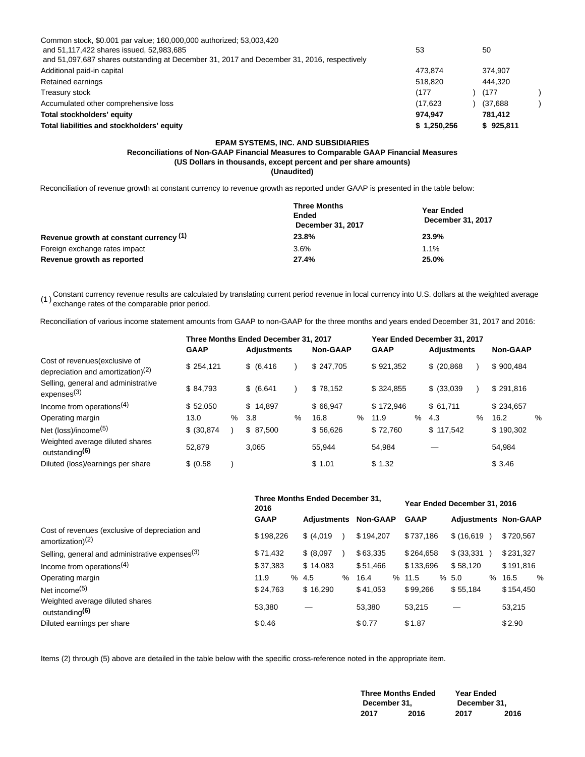| | | |
|---|---|---|
| Common stock, $0.001 par value; 160,000,000 authorized; 53,003,420 and 51,117,422 shares issued, 52,983,685 and 51,097,687 shares outstanding at December 31, 2017 and December 31, 2016, respectively | 53 | 50 |
| Additional paid-in capital | 473,874 | 374,907 |
| Retained earnings | 518,820 | 444,320 |
| Treasury stock | (177 ) | (177 ) |
| Accumulated other comprehensive loss | (17,623 ) | (37,688 ) |
| **Total stockholders' equity** | **974,947** | **781,412** |
| **Total liabilities and stockholders' equity** | **$ 1,250,256** | **$ 925,811** |

**EPAM SYSTEMS, INC. AND SUBSIDIARIES**
**Reconciliations of Non-GAAP Financial Measures to Comparable GAAP Financial Measures**
**(US Dollars in thousands, except percent and per share amounts)**
**(Unaudited)**

Reconciliation of revenue growth at constant currency to revenue growth as reported under GAAP is presented in the table below:

| | Three Months Ended December 31, 2017 | Year Ended December 31, 2017 |
|---|---|---|
| **Revenue growth at constant currency (1)** | **23.8%** | **23.9%** |
| Foreign exchange rates impact | 3.6% | 1.1% |
| **Revenue growth as reported** | **27.4%** | **25.0%** |

(1) Constant currency revenue results are calculated by translating current period revenue in local currency into U.S. dollars at the weighted average exchange rates of the comparable prior period.

Reconciliation of various income statement amounts from GAAP to non-GAAP for the three months and years ended December 31, 2017 and 2016:

| | Three Months Ended December 31, 2017 | | | Year Ended December 31, 2017 | | |
|---|---|---|---|---|---|---|
| | **GAAP** | **Adjustments** | **Non-GAAP** | **GAAP** | **Adjustments** | **Non-GAAP** |
| Cost of revenues(exclusive of depreciation and amortization)(2) | $ 254,121 | $ (6,416 ) | $ 247,705 | $ 921,352 | $ (20,868 ) | $ 900,484 |
| Selling, general and administrative expenses(3) | $ 84,793 | $ (6,641 ) | $ 78,152 | $ 324,855 | $ (33,039 ) | $ 291,816 |
| Income from operations(4) | $ 52,050 | $ 14,897 | $ 66,947 | $ 172,946 | $ 61,711 | $ 234,657 |
| Operating margin | 13.0 % | 3.8 % | 16.8 % | 11.9 % | 4.3 % | 16.2 % |
| Net (loss)/income(5) | $ (30,874 ) | $ 87,500 | $ 56,626 | $ 72,760 | $ 117,542 | $ 190,302 |
| Weighted average diluted shares outstanding**(6)** | 52,879 | 3,065 | 55,944 | 54,984 | — | 54,984 |
| Diluted (loss)/earnings per share | $ (0.58 ) | | $ 1.01 | $ 1.32 | | $ 3.46 |

| | Three Months Ended December 31, 2016 | | | Year Ended December 31, 2016 | | |
|---|---|---|---|---|---|---|
| | **GAAP** | **Adjustments** | **Non-GAAP** | **GAAP** | **Adjustments** | **Non-GAAP** |
| Cost of revenues (exclusive of depreciation and amortization)(2) | $198,226 | $ (4,019 ) | $194,207 | $737,186 | $ (16,619 ) | $720,567 |
| Selling, general and administrative expenses(3) | $71,432 | $ (8,097 ) | $63,335 | $264,658 | $ (33,331 ) | $231,327 |
| Income from operations(4) | $37,383 | $ 14,083 | $51,466 | $133,696 | $ 58,120 | $191,816 |
| Operating margin | 11.9 % | 4.5 % | 16.4 % | 11.5 % | 5.0 % | 16.5 % |
| Net income(5) | $24,763 | $ 16,290 | $41,053 | $99,266 | $ 55,184 | $154,450 |
| Weighted average diluted shares outstanding**(6)** | 53,380 | — | 53,380 | 53,215 | — | 53,215 |
| Diluted earnings per share | $0.46 | | $0.77 | $1.87 | | $2.90 |

Items (2) through (5) above are detailed in the table below with the specific cross-reference noted in the appropriate item.

| | Three Months Ended December 31, | | Year Ended December 31, | |
|---|---|---|---|---|
| | **2017** | **2016** | **2017** | **2016** |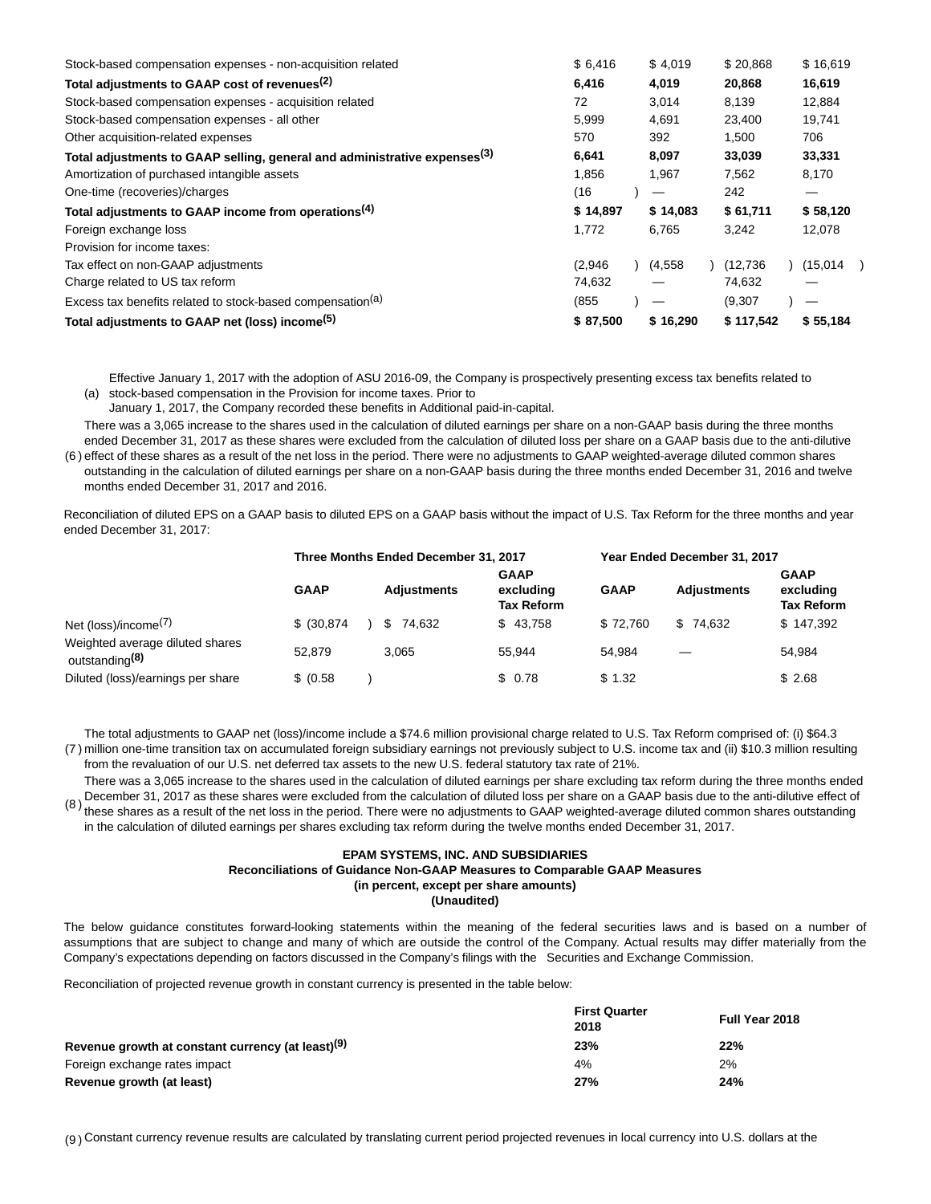| | | | | |
|---|---|---|---|---|
| Stock-based compensation expenses - non-acquisition related | $ 6,416 | $ 4,019 | $ 20,868 | $ 16,619 |
| **Total adjustments to GAAP cost of revenues[(2)]** | **6,416** | **4,019** | **20,868** | **16,619** |
| Stock-based compensation expenses - acquisition related | 72 | 3,014 | 8,139 | 12,884 |
| Stock-based compensation expenses - all other | 5,999 | 4,691 | 23,400 | 19,741 |
| Other acquisition-related expenses | 570 | 392 | 1,500 | 706 |
| **Total adjustments to GAAP selling, general and administrative expenses[(3)]** | **6,641** | **8,097** | **33,039** | **33,331** |
| Amortization of purchased intangible assets | 1,856 | 1,967 | 7,562 | 8,170 |
| One-time (recoveries)/charges | (16 ) | — | 242 | — |
| **Total adjustments to GAAP income from operations[(4)]** | **$ 14,897** | **$ 14,083** | **$ 61,711** | **$ 58,120** |
| Foreign exchange loss | 1,772 | 6,765 | 3,242 | 12,078 |
| Provision for income taxes: | | | | |
| Tax effect on non-GAAP adjustments | (2,946 ) | (4,558 ) | (12,736 ) | (15,014 ) |
| Charge related to US tax reform | 74,632 | — | 74,632 | — |
| Excess tax benefits related to stock-based compensation[(a)] | (855 ) | — | (9,307 ) | — |
| **Total adjustments to GAAP net (loss) income[(5)]** | **$ 87,500** | **$ 16,290** | **$ 117,542** | **$ 55,184** |

(a) Effective January 1, 2017 with the adoption of ASU 2016-09, the Company is prospectively presenting excess tax benefits related to stock-based compensation in the Provision for income taxes. Prior to January 1, 2017, the Company recorded these benefits in Additional paid-in-capital.

(6) There was a 3,065 increase to the shares used in the calculation of diluted earnings per share on a non-GAAP basis during the three months ended December 31, 2017 as these shares were excluded from the calculation of diluted loss per share on a GAAP basis due to the anti-dilutive effect of these shares as a result of the net loss in the period. There were no adjustments to GAAP weighted-average diluted common shares outstanding in the calculation of diluted earnings per share on a non-GAAP basis during the three months ended December 31, 2016 and twelve months ended December 31, 2017 and 2016.

Reconciliation of diluted EPS on a GAAP basis to diluted EPS on a GAAP basis without the impact of U.S. Tax Reform for the three months and year ended December 31, 2017:

| | Three Months Ended December 31, 2017 | | | Year Ended December 31, 2017 | | |
|---|---|---|---|---|---|---|
| | **GAAP** | **Adjustments** | **GAAP excluding Tax Reform** | **GAAP** | **Adjustments** | **GAAP excluding Tax Reform** |
| Net (loss)/income[(7)] | $ (30,874 ) | $ 74,632 | $ 43,758 | $ 72,760 | $ 74,632 | $ 147,392 |
| Weighted average diluted shares outstanding[(8)] | 52,879 | 3,065 | 55,944 | 54,984 | — | 54,984 |
| Diluted (loss)/earnings per share | $ (0.58 ) | | $ 0.78 | $ 1.32 | | $ 2.68 |

(7) The total adjustments to GAAP net (loss)/income include a $74.6 million provisional charge related to U.S. Tax Reform comprised of: (i) $64.3 million one-time transition tax on accumulated foreign subsidiary earnings not previously subject to U.S. income tax and (ii) $10.3 million resulting from the revaluation of our U.S. net deferred tax assets to the new U.S. federal statutory tax rate of 21%.

(8) There was a 3,065 increase to the shares used in the calculation of diluted earnings per share excluding tax reform during the three months ended December 31, 2017 as these shares were excluded from the calculation of diluted loss per share on a GAAP basis due to the anti-dilutive effect of these shares as a result of the net loss in the period. There were no adjustments to GAAP weighted-average diluted common shares outstanding in the calculation of diluted earnings per shares excluding tax reform during the twelve months ended December 31, 2017.

**EPAM SYSTEMS, INC. AND SUBSIDIARIES**
**Reconciliations of Guidance Non-GAAP Measures to Comparable GAAP Measures**
**(in percent, except per share amounts)**
**(Unaudited)**

The below guidance constitutes forward-looking statements within the meaning of the federal securities laws and is based on a number of assumptions that are subject to change and many of which are outside the control of the Company. Actual results may differ materially from the Company's expectations depending on factors discussed in the Company's filings with the Securities and Exchange Commission.

Reconciliation of projected revenue growth in constant currency is presented in the table below:

| | First Quarter 2018 | Full Year 2018 |
|---|---|---|
| **Revenue growth at constant currency (at least)[(9)]** | **23%** | **22%** |
| Foreign exchange rates impact | 4% | 2% |
| **Revenue growth (at least)** | **27%** | **24%** |

(9) Constant currency revenue results are calculated by translating current period projected revenues in local currency into U.S. dollars at the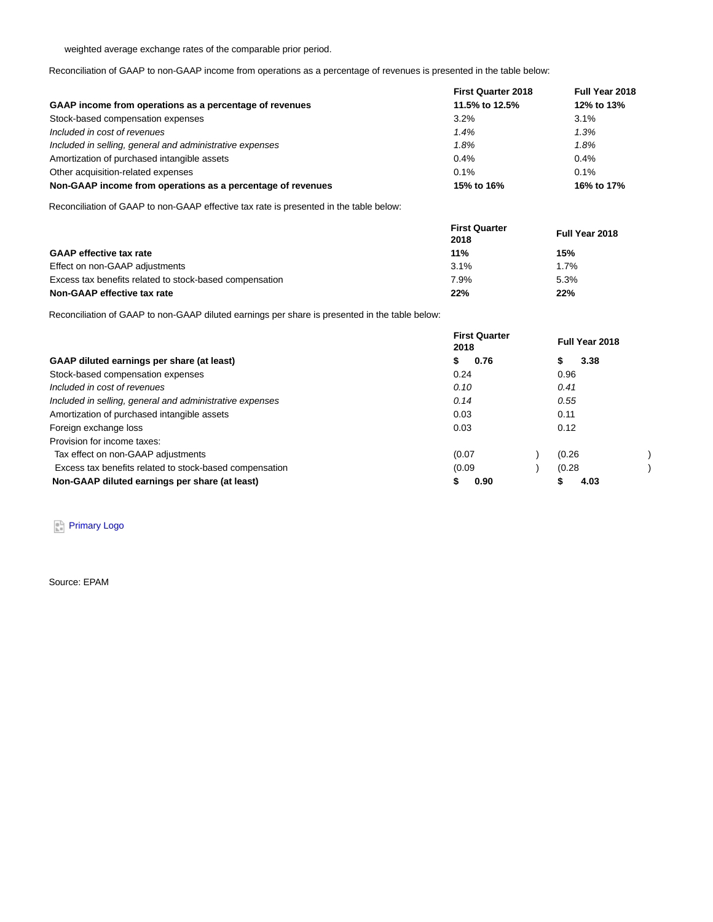weighted average exchange rates of the comparable prior period.

Reconciliation of GAAP to non-GAAP income from operations as a percentage of revenues is presented in the table below:

| | First Quarter 2018 | Full Year 2018 |
|---|---|---|
| **GAAP income from operations as a percentage of revenues** | **11.5% to 12.5%** | **12% to 13%** |
| Stock-based compensation expenses | 3.2% | 3.1% |
| *Included in cost of revenues* | *1.4%* | *1.3%* |
| *Included in selling, general and administrative expenses* | *1.8%* | *1.8%* |
| Amortization of purchased intangible assets | 0.4% | 0.4% |
| Other acquisition-related expenses | 0.1% | 0.1% |
| **Non-GAAP income from operations as a percentage of revenues** | **15% to 16%** | **16% to 17%** |

Reconciliation of GAAP to non-GAAP effective tax rate is presented in the table below:

| | First Quarter 2018 | Full Year 2018 |
|---|---|---|
| **GAAP effective tax rate** | **11%** | **15%** |
| Effect on non-GAAP adjustments | 3.1% | 1.7% |
| Excess tax benefits related to stock-based compensation | 7.9% | 5.3% |
| **Non-GAAP effective tax rate** | **22%** | **22%** |

Reconciliation of GAAP to non-GAAP diluted earnings per share is presented in the table below:

| | First Quarter 2018 | Full Year 2018 |
|---|---|---|
| **GAAP diluted earnings per share (at least)** | **$ 0.76** | **$ 3.38** |
| Stock-based compensation expenses | 0.24 | 0.96 |
| *Included in cost of revenues* | *0.10* | *0.41* |
| *Included in selling, general and administrative expenses* | *0.14* | *0.55* |
| Amortization of purchased intangible assets | 0.03 | 0.11 |
| Foreign exchange loss | 0.03 | 0.12 |
| Provision for income taxes: | | |
| Tax effect on non-GAAP adjustments | (0.07) | (0.26) |
| Excess tax benefits related to stock-based compensation | (0.09) | (0.28) |
| **Non-GAAP diluted earnings per share (at least)** | **$ 0.90** | **$ 4.03** |

Primary Logo

Source: EPAM